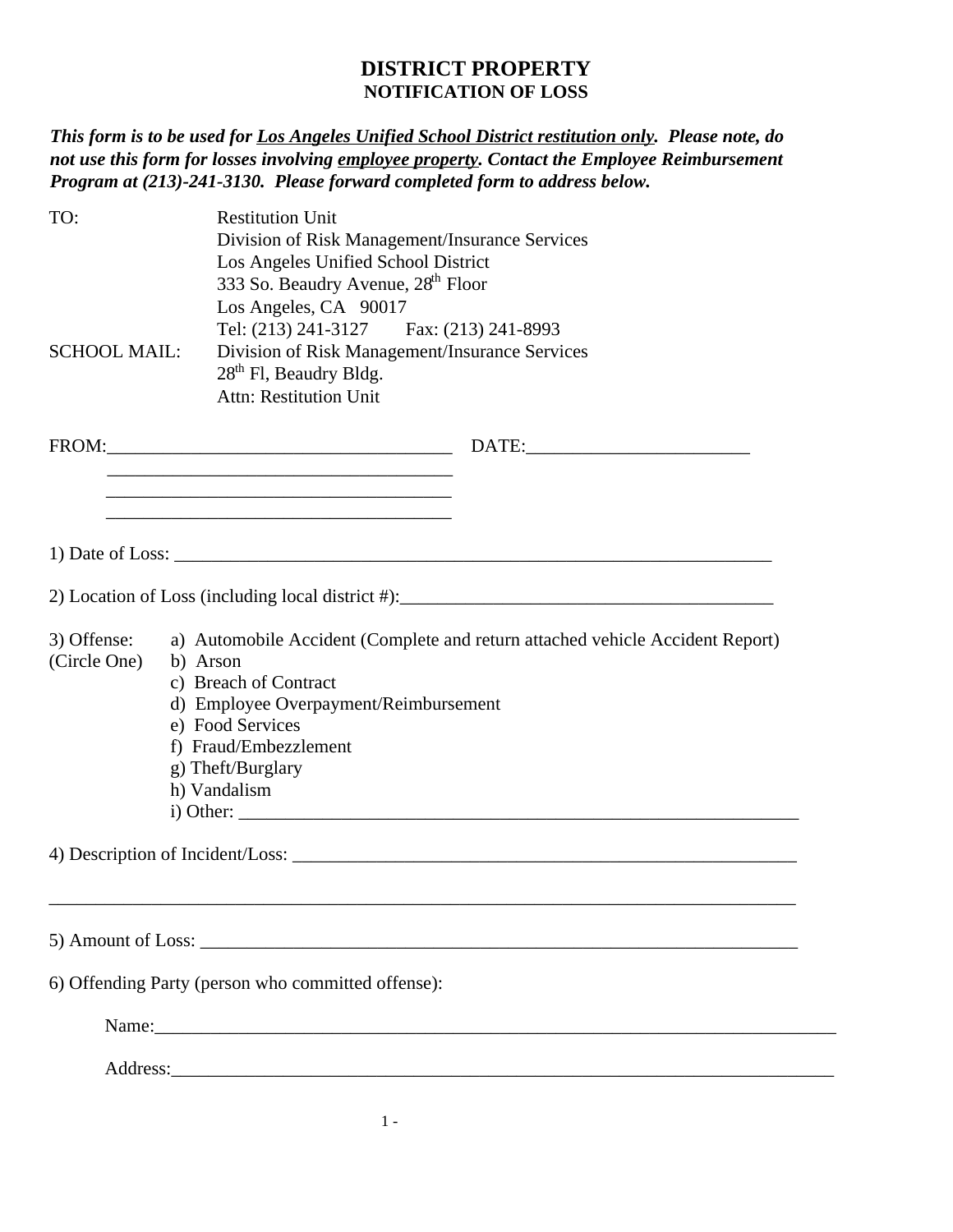# DISTRICT PROPERTY
## NOTIFICATION OF LOSS

***This form is to be used for <u>Los Angeles Unified School District restitution only</u>. Please note, do not use this form for losses involving <u>employee property</u>. Contact the Employee Reimbursement Program at (213)-241-3130. Please forward completed form to address below.***

TO: Restitution Unit
Division of Risk Management/Insurance Services
Los Angeles Unified School District
333 So. Beaudry Avenue, 28th Floor
Los Angeles, CA 90017
Tel: (213) 241-3127 Fax: (213) 241-8993

SCHOOL MAIL: Division of Risk Management/Insurance Services
28th Fl, Beaudry Bldg.
Attn: Restitution Unit

FROM:_____________________________________ DATE:________________________
_____________________________________
_____________________________________
_____________________________________

1) Date of Loss: ____________________________________________________________

2) Location of Loss (including local district #):________________________________________

3) Offense: (Circle One)

a) Automobile Accident (Complete and return attached vehicle Accident Report)
b) Arson
c) Breach of Contract
d) Employee Overpayment/Reimbursement
e) Food Services
f) Fraud/Embezzlement
g) Theft/Burglary
h) Vandalism
i) Other: _____________________________________________________________

4) Description of Incident/Loss: ______________________________________________________

_________________________________________________________________________________

5) Amount of Loss: ______________________________________________________________

6) Offending Party (person who committed offense):

Name:___________________________________________________________________________

Address:_________________________________________________________________________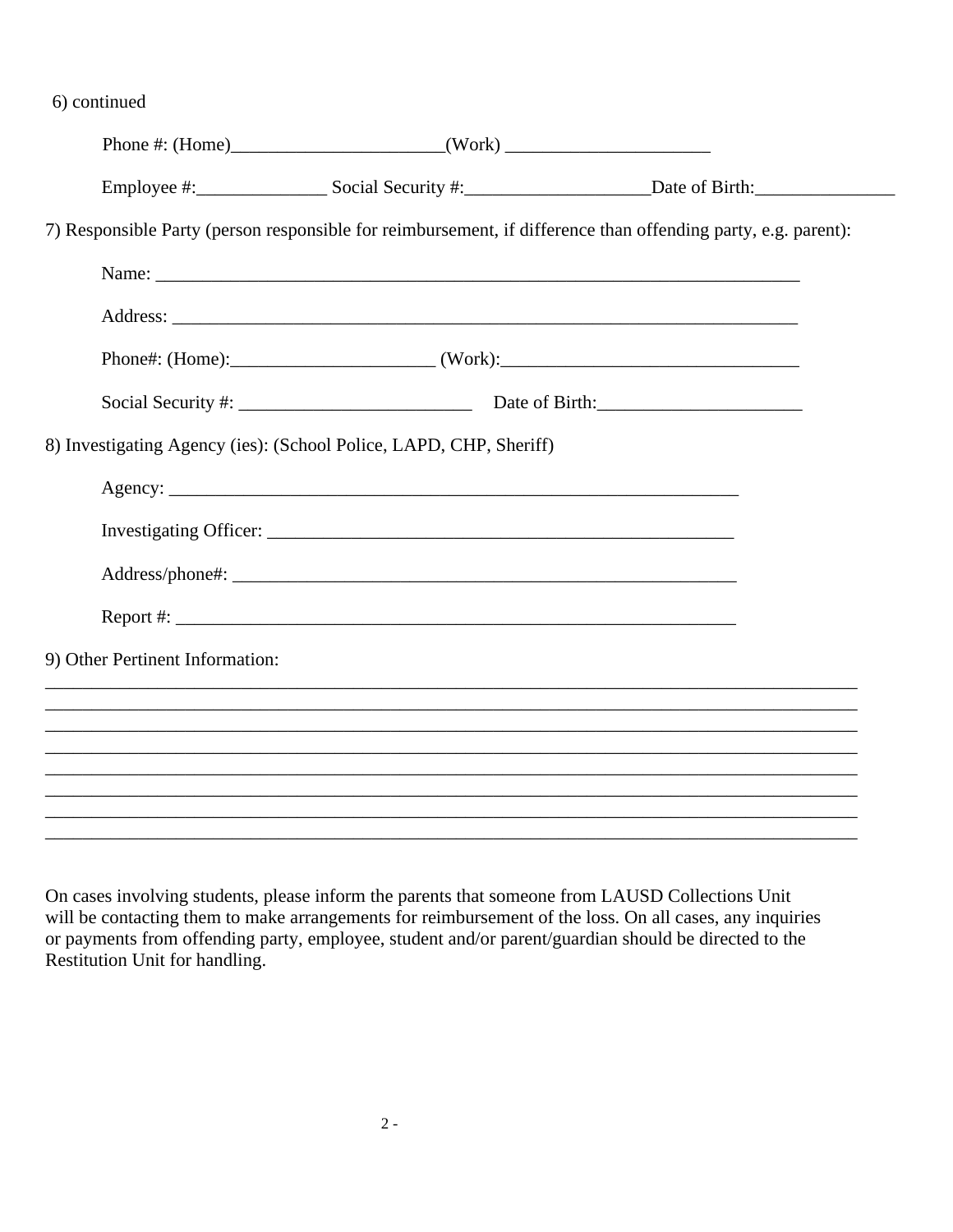6) continued

Phone #: (Home)_______________________(Work) ______________________

Employee #:______________ Social Security #:____________________Date of Birth:_______________

7) Responsible Party (person responsible for reimbursement, if difference than offending party, e.g. parent):

Name: _______________________________________________________________________

Address: _____________________________________________________________________

Phone#: (Home):______________________ (Work):________________________________

Social Security #: _________________________ Date of Birth:______________________

8) Investigating Agency (ies): (School Police, LAPD, CHP, Sheriff)

Agency: ______________________________________________________________

Investigating Officer: __________________________________________________

Address/phone#: _______________________________________________________

Report #: _____________________________________________________________

9) Other Pertinent Information:

_____________________________________________________________________________________
_____________________________________________________________________________________
_____________________________________________________________________________________
_____________________________________________________________________________________
_____________________________________________________________________________________
_____________________________________________________________________________________
_____________________________________________________________________________________
_____________________________________________________________________________________

On cases involving students, please inform the parents that someone from LAUSD Collections Unit will be contacting them to make arrangements for reimbursement of the loss. On all cases, any inquiries or payments from offending party, employee, student and/or parent/guardian should be directed to the Restitution Unit for handling.